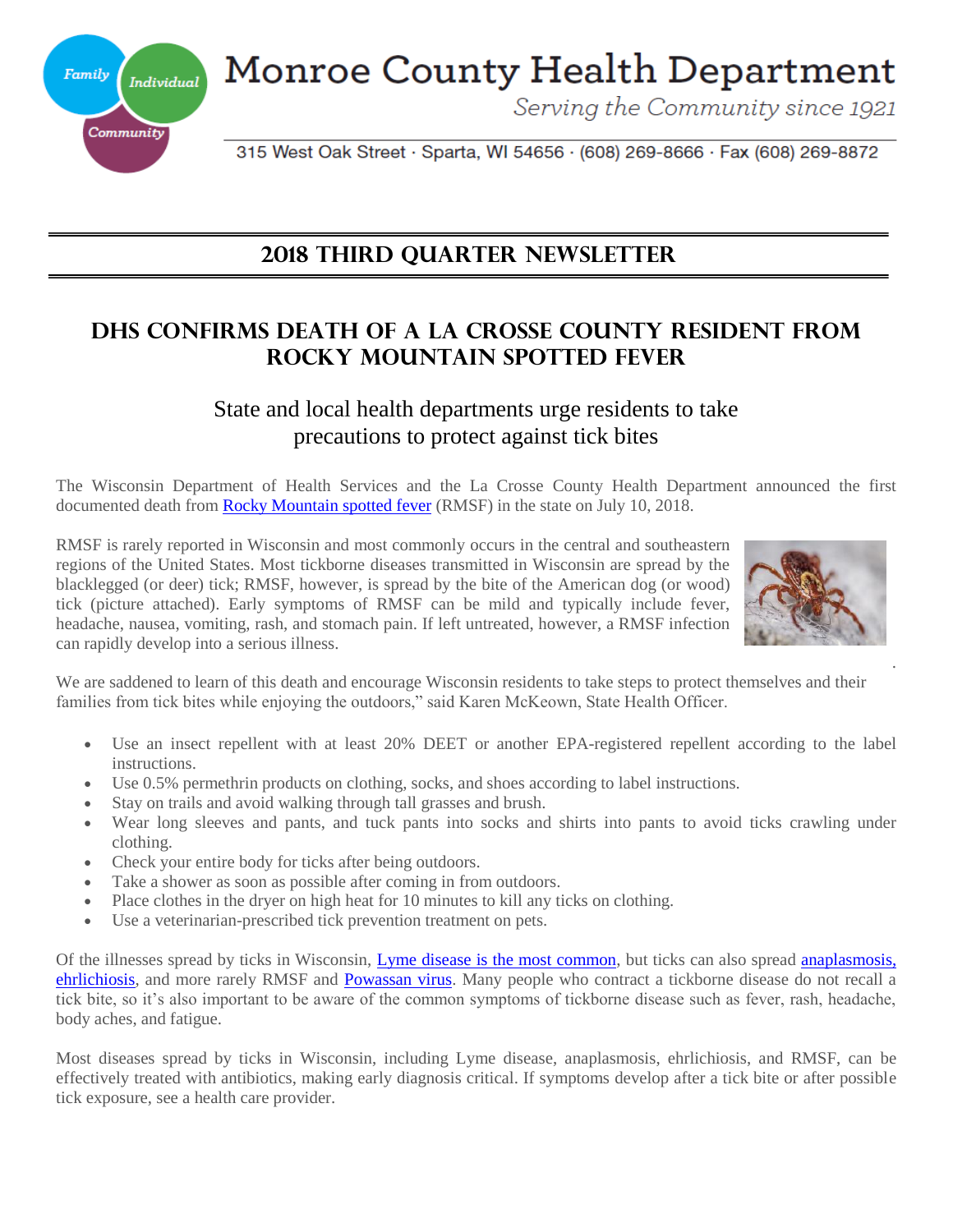# Monroe County Health Department

*Serving the Community since 1921*

315 West Oak Street · Sparta, WI 54656 · (608) 269-8666 · Fax (608) 269-8872

## 2018 Third Quarter Newsletter

## DHS Confirms Death of a La Crosse County Resident from Rocky Mountain Spotted Fever

### State and local health departments urge residents to take precautions to protect against tick bites

The Wisconsin Department of Health Services and the La Crosse County Health Department announced the first documented death from Rocky Mountain spotted fever (RMSF) in the state on July 10, 2018.

RMSF is rarely reported in Wisconsin and most commonly occurs in the central and southeastern regions of the United States. Most tickborne diseases transmitted in Wisconsin are spread by the blacklegged (or deer) tick; RMSF, however, is spread by the bite of the American dog (or wood) tick (picture attached). Early symptoms of RMSF can be mild and typically include fever, headache, nausea, vomiting, rash, and stomach pain. If left untreated, however, a RMSF infection can rapidly develop into a serious illness.

We are saddened to learn of this death and encourage Wisconsin residents to take steps to protect themselves and their families from tick bites while enjoying the outdoors," said Karen McKeown, State Health Officer.

- Use an insect repellent with at least 20% DEET or another EPA-registered repellent according to the label instructions.
- Use 0.5% permethrin products on clothing, socks, and shoes according to label instructions.
- Stay on trails and avoid walking through tall grasses and brush.
- Wear long sleeves and pants, and tuck pants into socks and shirts into pants to avoid ticks crawling under clothing.
- Check your entire body for ticks after being outdoors.
- Take a shower as soon as possible after coming in from outdoors.
- Place clothes in the dryer on high heat for 10 minutes to kill any ticks on clothing.
- Use a veterinarian-prescribed tick prevention treatment on pets.

Of the illnesses spread by ticks in Wisconsin, Lyme disease is the most common, but ticks can also spread anaplasmosis, ehrlichiosis, and more rarely RMSF and Powassan virus. Many people who contract a tickborne disease do not recall a tick bite, so it's also important to be aware of the common symptoms of tickborne disease such as fever, rash, headache, body aches, and fatigue.

Most diseases spread by ticks in Wisconsin, including Lyme disease, anaplasmosis, ehrlichiosis, and RMSF, can be effectively treated with antibiotics, making early diagnosis critical. If symptoms develop after a tick bite or after possible tick exposure, see a health care provider.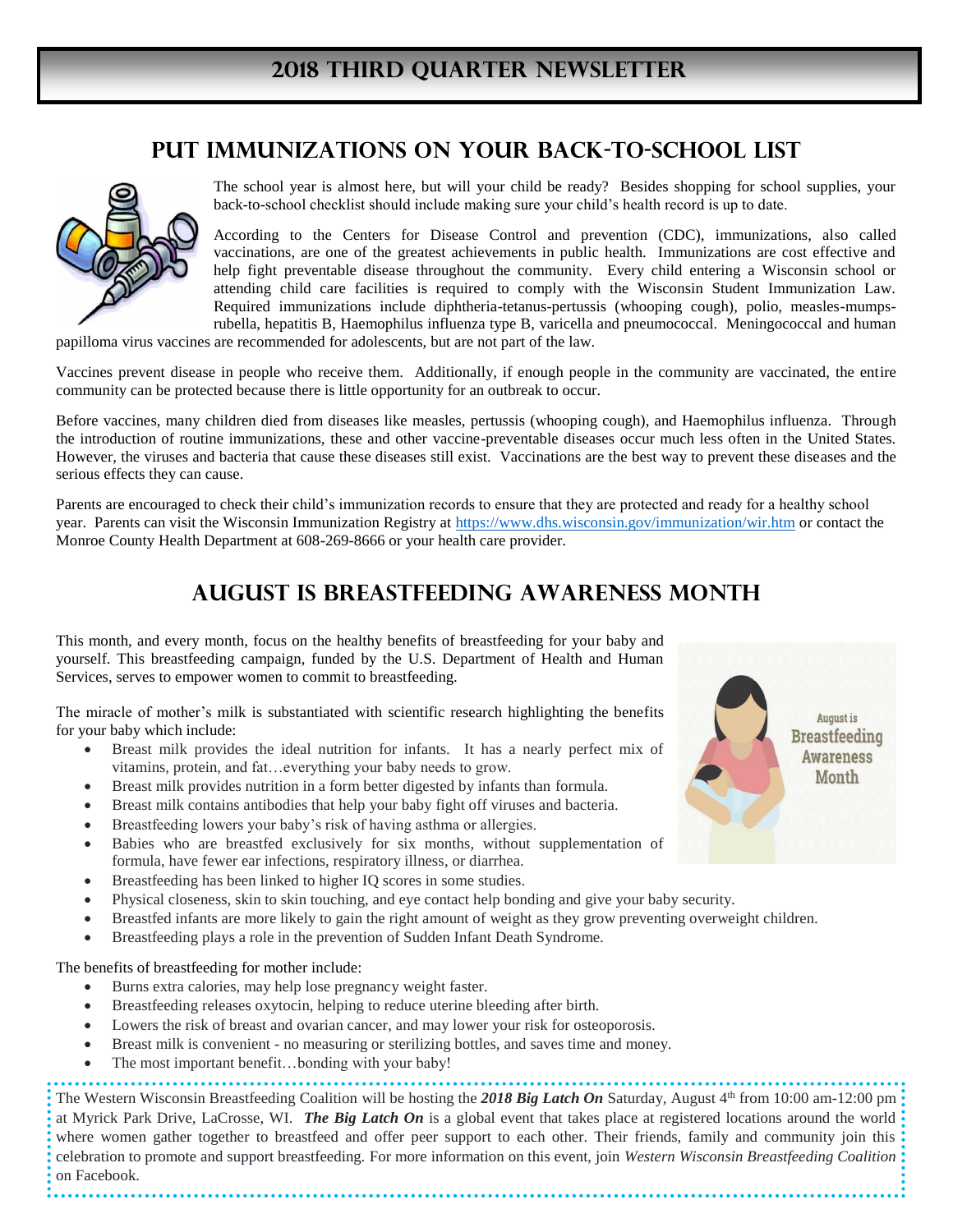# 2018 Third Quarter Newsletter

## Put Immunizations on Your Back-to-School List

The school year is almost here, but will your child be ready? Besides shopping for school supplies, your back-to-school checklist should include making sure your child's health record is up to date.

According to the Centers for Disease Control and prevention (CDC), immunizations, also called vaccinations, are one of the greatest achievements in public health. Immunizations are cost effective and help fight preventable disease throughout the community. Every child entering a Wisconsin school or attending child care facilities is required to comply with the Wisconsin Student Immunization Law. Required immunizations include diphtheria-tetanus-pertussis (whooping cough), polio, measles-mumps-rubella, hepatitis B, Haemophilus influenza type B, varicella and pneumococcal. Meningococcal and human papilloma virus vaccines are recommended for adolescents, but are not part of the law.

Vaccines prevent disease in people who receive them. Additionally, if enough people in the community are vaccinated, the entire community can be protected because there is little opportunity for an outbreak to occur.

Before vaccines, many children died from diseases like measles, pertussis (whooping cough), and Haemophilus influenza. Through the introduction of routine immunizations, these and other vaccine-preventable diseases occur much less often in the United States. However, the viruses and bacteria that cause these diseases still exist. Vaccinations are the best way to prevent these diseases and the serious effects they can cause.

Parents are encouraged to check their child's immunization records to ensure that they are protected and ready for a healthy school year. Parents can visit the Wisconsin Immunization Registry at https://www.dhs.wisconsin.gov/immunization/wir.htm or contact the Monroe County Health Department at 608-269-8666 or your health care provider.

## August is Breastfeeding Awareness Month

This month, and every month, focus on the healthy benefits of breastfeeding for your baby and yourself. This breastfeeding campaign, funded by the U.S. Department of Health and Human Services, serves to empower women to commit to breastfeeding.

The miracle of mother's milk is substantiated with scientific research highlighting the benefits for your baby which include:

- Breast milk provides the ideal nutrition for infants. It has a nearly perfect mix of vitamins, protein, and fat…everything your baby needs to grow.
- Breast milk provides nutrition in a form better digested by infants than formula.
- Breast milk contains antibodies that help your baby fight off viruses and bacteria.
- Breastfeeding lowers your baby's risk of having asthma or allergies.
- Babies who are breastfed exclusively for six months, without supplementation of formula, have fewer ear infections, respiratory illness, or diarrhea.
- Breastfeeding has been linked to higher IQ scores in some studies.
- Physical closeness, skin to skin touching, and eye contact help bonding and give your baby security.
- Breastfed infants are more likely to gain the right amount of weight as they grow preventing overweight children.
- Breastfeeding plays a role in the prevention of Sudden Infant Death Syndrome.

The benefits of breastfeeding for mother include:

- Burns extra calories, may help lose pregnancy weight faster.
- Breastfeeding releases oxytocin, helping to reduce uterine bleeding after birth.
- Lowers the risk of breast and ovarian cancer, and may lower your risk for osteoporosis.
- Breast milk is convenient - no measuring or sterilizing bottles, and saves time and money.
- The most important benefit…bonding with your baby!

The Western Wisconsin Breastfeeding Coalition will be hosting the ***2018 Big Latch On*** Saturday, August 4th from 10:00 am-12:00 pm at Myrick Park Drive, LaCrosse, WI. ***The Big Latch On*** is a global event that takes place at registered locations around the world where women gather together to breastfeed and offer peer support to each other. Their friends, family and community join this celebration to promote and support breastfeeding. For more information on this event, join *Western Wisconsin Breastfeeding Coalition* on Facebook.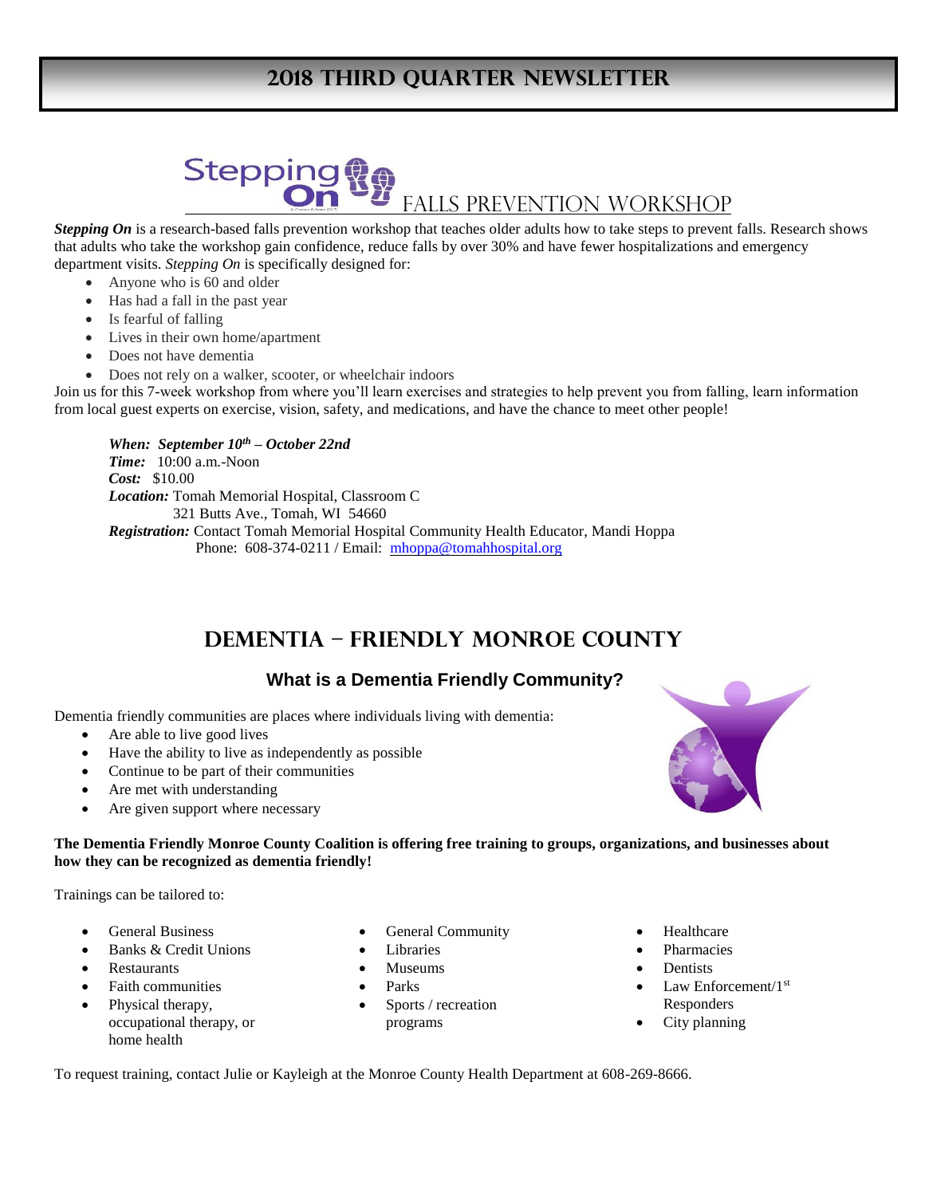# 2018 Third Quarter Newsletter

## Stepping On Falls Prevention Workshop

***Stepping On*** is a research-based falls prevention workshop that teaches older adults how to take steps to prevent falls. Research shows that adults who take the workshop gain confidence, reduce falls by over 30% and have fewer hospitalizations and emergency department visits. *Stepping On* is specifically designed for:

- Anyone who is 60 and older
- Has had a fall in the past year
- Is fearful of falling
- Lives in their own home/apartment
- Does not have dementia
- Does not rely on a walker, scooter, or wheelchair indoors

Join us for this 7-week workshop from where you'll learn exercises and strategies to help prevent you from falling, learn information from local guest experts on exercise, vision, safety, and medications, and have the chance to meet other people!

***When: September 10th – October 22nd***
***Time:*** 10:00 a.m.-Noon
***Cost:*** $10.00
***Location:*** Tomah Memorial Hospital, Classroom C
321 Butts Ave., Tomah, WI 54660
***Registration:*** Contact Tomah Memorial Hospital Community Health Educator, Mandi Hoppa
Phone: 608-374-0211 / Email: mhoppa@tomahhospital.org

## Dementia – Friendly Monroe County

### What is a Dementia Friendly Community?

Dementia friendly communities are places where individuals living with dementia:

- Are able to live good lives
- Have the ability to live as independently as possible
- Continue to be part of their communities
- Are met with understanding
- Are given support where necessary

**The Dementia Friendly Monroe County Coalition is offering free training to groups, organizations, and businesses about how they can be recognized as dementia friendly!**

Trainings can be tailored to:

- General Business
- Banks & Credit Unions
- Restaurants
- Faith communities
- Physical therapy, occupational therapy, or home health
- General Community
- Libraries
- Museums
- Parks
- Sports / recreation programs
- Healthcare
- Pharmacies
- Dentists
- Law Enforcement/1st Responders
- City planning

To request training, contact Julie or Kayleigh at the Monroe County Health Department at 608-269-8666.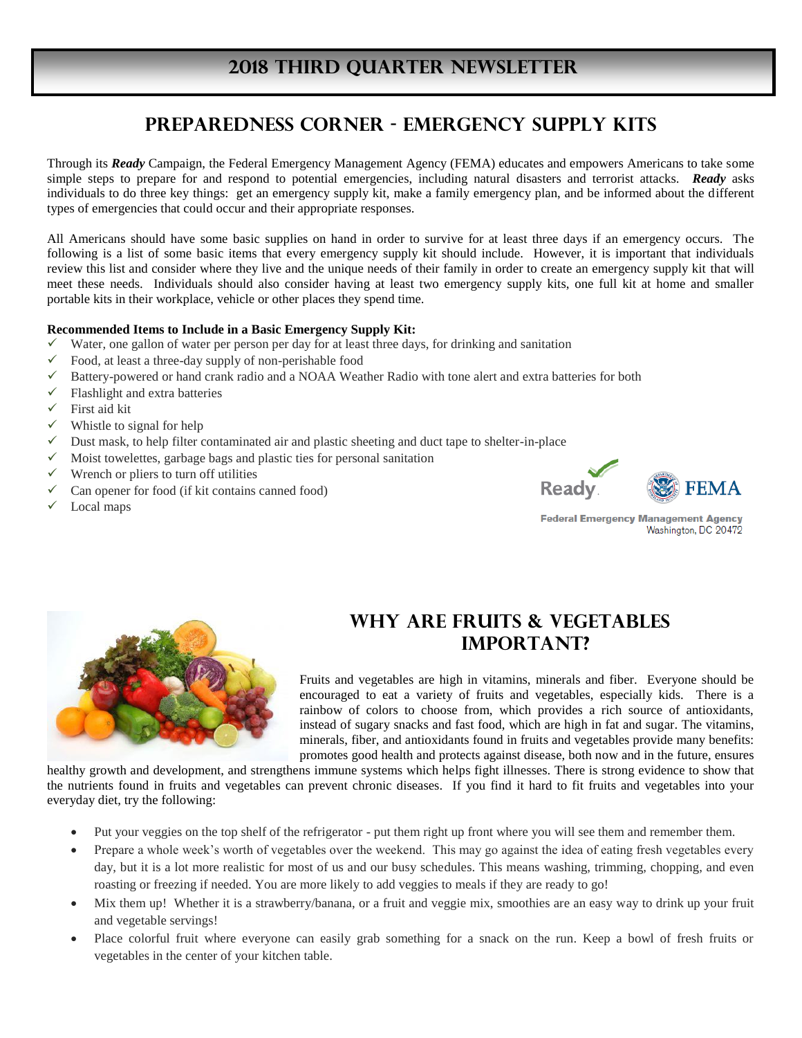# 2018 Third Quarter Newsletter

## Preparedness Corner - Emergency Supply Kits

Through its ***Ready*** Campaign, the Federal Emergency Management Agency (FEMA) educates and empowers Americans to take some simple steps to prepare for and respond to potential emergencies, including natural disasters and terrorist attacks. ***Ready*** asks individuals to do three key things: get an emergency supply kit, make a family emergency plan, and be informed about the different types of emergencies that could occur and their appropriate responses.

All Americans should have some basic supplies on hand in order to survive for at least three days if an emergency occurs. The following is a list of some basic items that every emergency supply kit should include. However, it is important that individuals review this list and consider where they live and the unique needs of their family in order to create an emergency supply kit that will meet these needs. Individuals should also consider having at least two emergency supply kits, one full kit at home and smaller portable kits in their workplace, vehicle or other places they spend time.

**Recommended Items to Include in a Basic Emergency Supply Kit:**

- ✓ Water, one gallon of water per person per day for at least three days, for drinking and sanitation
- ✓ Food, at least a three-day supply of non-perishable food
- ✓ Battery-powered or hand crank radio and a NOAA Weather Radio with tone alert and extra batteries for both
- ✓ Flashlight and extra batteries
- ✓ First aid kit
- ✓ Whistle to signal for help
- ✓ Dust mask, to help filter contaminated air and plastic sheeting and duct tape to shelter-in-place
- ✓ Moist towelettes, garbage bags and plastic ties for personal sanitation
- ✓ Wrench or pliers to turn off utilities
- ✓ Can opener for food (if kit contains canned food)
- ✓ Local maps

Ready. FEMA
Federal Emergency Management Agency
Washington, DC 20472

## Why are Fruits & Vegetables Important?

Fruits and vegetables are high in vitamins, minerals and fiber. Everyone should be encouraged to eat a variety of fruits and vegetables, especially kids. There is a rainbow of colors to choose from, which provides a rich source of antioxidants, instead of sugary snacks and fast food, which are high in fat and sugar. The vitamins, minerals, fiber, and antioxidants found in fruits and vegetables provide many benefits: promotes good health and protects against disease, both now and in the future, ensures healthy growth and development, and strengthens immune systems which helps fight illnesses. There is strong evidence to show that the nutrients found in fruits and vegetables can prevent chronic diseases. If you find it hard to fit fruits and vegetables into your everyday diet, try the following:

- Put your veggies on the top shelf of the refrigerator - put them right up front where you will see them and remember them.
- Prepare a whole week's worth of vegetables over the weekend. This may go against the idea of eating fresh vegetables every day, but it is a lot more realistic for most of us and our busy schedules. This means washing, trimming, chopping, and even roasting or freezing if needed. You are more likely to add veggies to meals if they are ready to go!
- Mix them up! Whether it is a strawberry/banana, or a fruit and veggie mix, smoothies are an easy way to drink up your fruit and vegetable servings!
- Place colorful fruit where everyone can easily grab something for a snack on the run. Keep a bowl of fresh fruits or vegetables in the center of your kitchen table.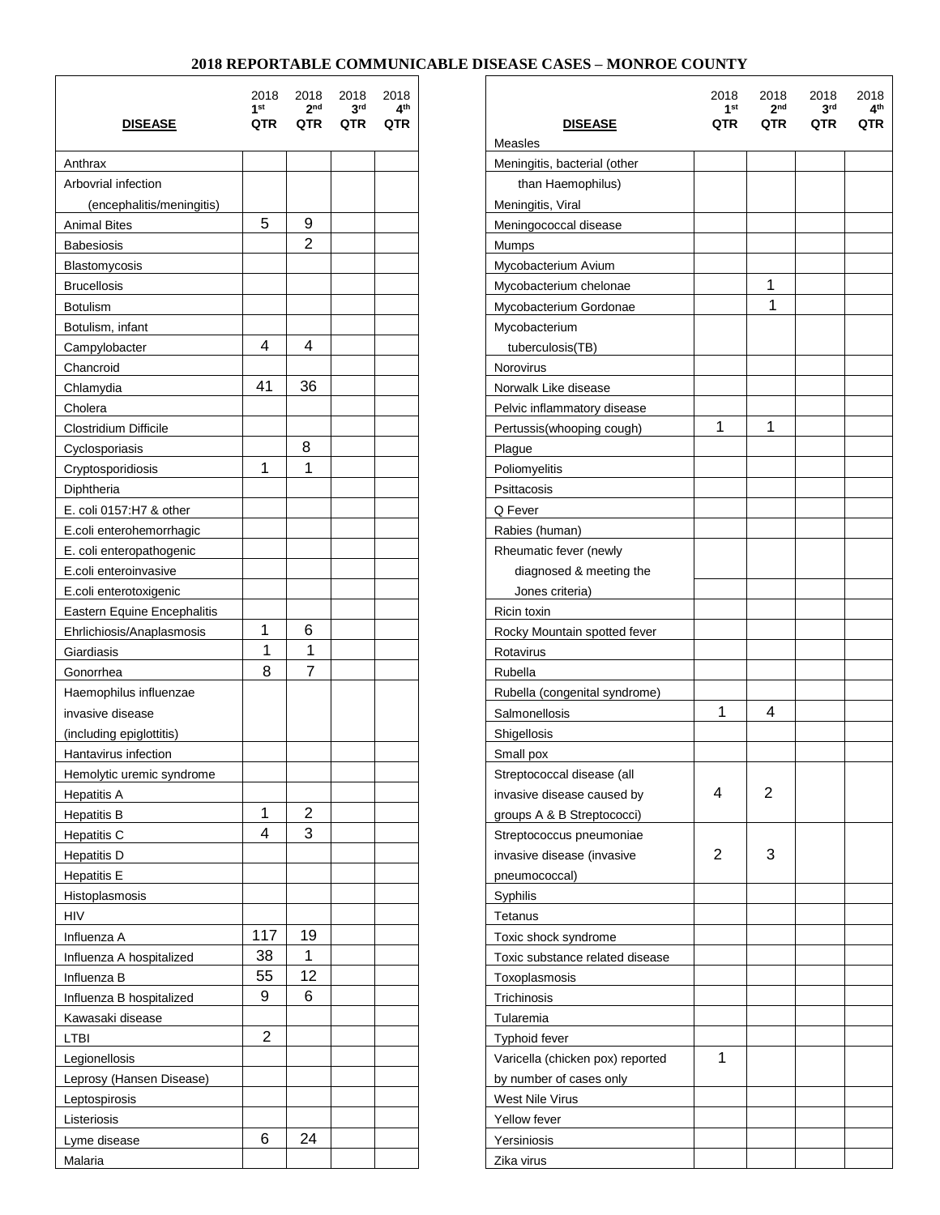# 2018 REPORTABLE COMMUNICABLE DISEASE CASES – MONROE COUNTY

| DISEASE | 2018 1st QTR | 2018 2nd QTR | 2018 3rd QTR | 2018 4th QTR |
|---|---|---|---|---|
| Anthrax | | | | |
| Arbovrial infection (encephalitis/meningitis) | | | | |
| Animal Bites | 5 | 9 | | |
| Babesiosis | | 2 | | |
| Blastomycosis | | | | |
| Brucellosis | | | | |
| Botulism | | | | |
| Botulism, infant | | | | |
| Campylobacter | 4 | 4 | | |
| Chancroid | | | | |
| Chlamydia | 41 | 36 | | |
| Cholera | | | | |
| Clostridium Difficile | | | | |
| Cyclosporiasis | | 8 | | |
| Cryptosporidiosis | 1 | 1 | | |
| Diphtheria | | | | |
| E. coli 0157:H7 & other | | | | |
| E.coli enterohemorrhagic | | | | |
| E. coli enteropathogenic | | | | |
| E.coli enteroinvasive | | | | |
| E.coli enterotoxigenic | | | | |
| Eastern Equine Encephalitis | | | | |
| Ehrlichiosis/Anaplasmosis | 1 | 6 | | |
| Giardiasis | 1 | 1 | | |
| Gonorrhea | 8 | 7 | | |
| Haemophilus influenzae invasive disease (including epiglottitis) | | | | |
| Hantavirus infection | | | | |
| Hemolytic uremic syndrome | | | | |
| Hepatitis A | | | | |
| Hepatitis B | 1 | 2 | | |
| Hepatitis C | 4 | 3 | | |
| Hepatitis D | | | | |
| Hepatitis E | | | | |
| Histoplasmosis | | | | |
| HIV | | | | |
| Influenza A | 117 | 19 | | |
| Influenza A hospitalized | 38 | 1 | | |
| Influenza B | 55 | 12 | | |
| Influenza B hospitalized | 9 | 6 | | |
| Kawasaki disease | | | | |
| LTBI | 2 | | | |
| Legionellosis | | | | |
| Leprosy (Hansen Disease) | | | | |
| Leptospirosis | | | | |
| Listeriosis | | | | |
| Lyme disease | 6 | 24 | | |
| Malaria | | | | |
| Measles | | | | |
| Meningitis, bacterial (other than Haemophilus) | | | | |
| Meningitis, Viral | | | | |
| Meningococcal disease | | | | |
| Mumps | | | | |
| Mycobacterium Avium | | | | |
| Mycobacterium chelonae | | 1 | | |
| Mycobacterium Gordonae | | 1 | | |
| Mycobacterium tuberculosis(TB) | | | | |
| Norovirus | | | | |
| Norwalk Like disease | | | | |
| Pelvic inflammatory disease | | | | |
| Pertussis(whooping cough) | 1 | 1 | | |
| Plague | | | | |
| Poliomyelitis | | | | |
| Psittacosis | | | | |
| Q Fever | | | | |
| Rabies (human) | | | | |
| Rheumatic fever (newly diagnosed & meeting the Jones criteria) | | | | |
| Ricin toxin | | | | |
| Rocky Mountain spotted fever | | | | |
| Rotavirus | | | | |
| Rubella | | | | |
| Rubella (congenital syndrome) | | | | |
| Salmonellosis | 1 | 4 | | |
| Shigellosis | | | | |
| Small pox | | | | |
| Streptococcal disease (all invasive disease caused by groups A & B Streptococci) | 4 | 2 | | |
| Streptococcus pneumoniae invasive disease (invasive pneumococcal) | 2 | 3 | | |
| Syphilis | | | | |
| Tetanus | | | | |
| Toxic shock syndrome | | | | |
| Toxic substance related disease | | | | |
| Toxoplasmosis | | | | |
| Trichinosis | | | | |
| Tularemia | | | | |
| Typhoid fever | | | | |
| Varicella (chicken pox) reported by number of cases only | 1 | | | |
| West Nile Virus | | | | |
| Yellow fever | | | | |
| Yersiniosis | | | | |
| Zika virus | | | | |